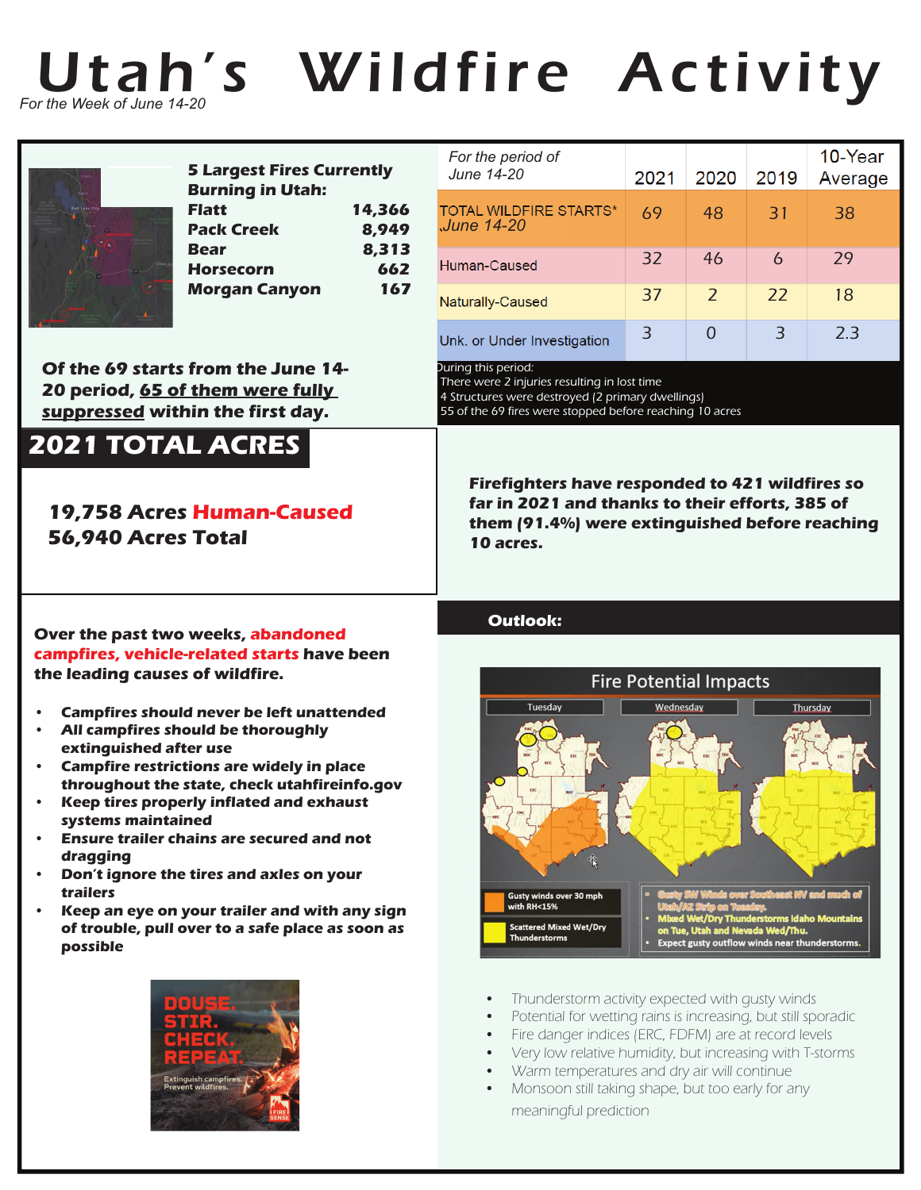# Utah's Wildfire Activity

*For the Week of June 14-20*

**5 Largest Fires Currently Burning in Utah:**

| Fire | Acres |
|---|---|
| Flatt | 14,366 |
| Pack Creek | 8,949 |
| Bear | 8,313 |
| Horsecorn | 662 |
| Morgan Canyon | 167 |

| *For the period of June 14-20* | 2021 | 2020 | 2019 | 10-Year Average |
|---|---|---|---|---|
| TOTAL WILDFIRE STARTS* *June 14-20* | 69 | 48 | 31 | 38 |
| Human-Caused | 32 | 46 | 6 | 29 |
| Naturally-Caused | 37 | 2 | 22 | 18 |
| Unk. or Under Investigation | 3 | 0 | 3 | 2.3 |

During this period:
There were 2 injuries resulting in lost time
4 Structures were destroyed (2 primary dwellings)
55 of the 69 fires were stopped before reaching 10 acres

**Of the 69 starts from the June 14-20 period, 65 of them were fully suppressed within the first day.**

## 2021 TOTAL ACRES

**19,758 Acres Human-Caused**
**56,940 Acres Total**

**Firefighters have responded to 421 wildfires so far in 2021 and thanks to their efforts, 385 of them (91.4%) were extinguished before reaching 10 acres.**

**Over the past two weeks, abandoned campfires, vehicle-related starts have been the leading causes of wildfire.**

- **Campfires should never be left unattended**
- **All campfires should be thoroughly extinguished after use**
- **Campfire restrictions are widely in place throughout the state, check utahfireinfo.gov**
- **Keep tires properly inflated and exhaust systems maintained**
- **Ensure trailer chains are secured and not dragging**
- **Don't ignore the tires and axles on your trailers**
- **Keep an eye on your trailer and with any sign of trouble, pull over to a safe place as soon as possible**

DOUSE. STIR. CHECK. REPEAT.
Extinguish campfires. Prevent wildfires.

## Outlook:

Fire Potential Impacts

- Gusty SW Winds over Southeast NV and much of Utah/AZ Strip on Tuesday.
- Mixed Wet/Dry Thunderstorms Idaho Mountains on Tue, Utah and Nevada Wed/Thu.
- Expect gusty outflow winds near thunderstorms.

- Thunderstorm activity expected with gusty winds
- Potential for wetting rains is increasing, but still sporadic
- Fire danger indices (ERC, FDFM) are at record levels
- Very low relative humidity, but increasing with T-storms
- Warm temperatures and dry air will continue
- Monsoon still taking shape, but too early for any meaningful prediction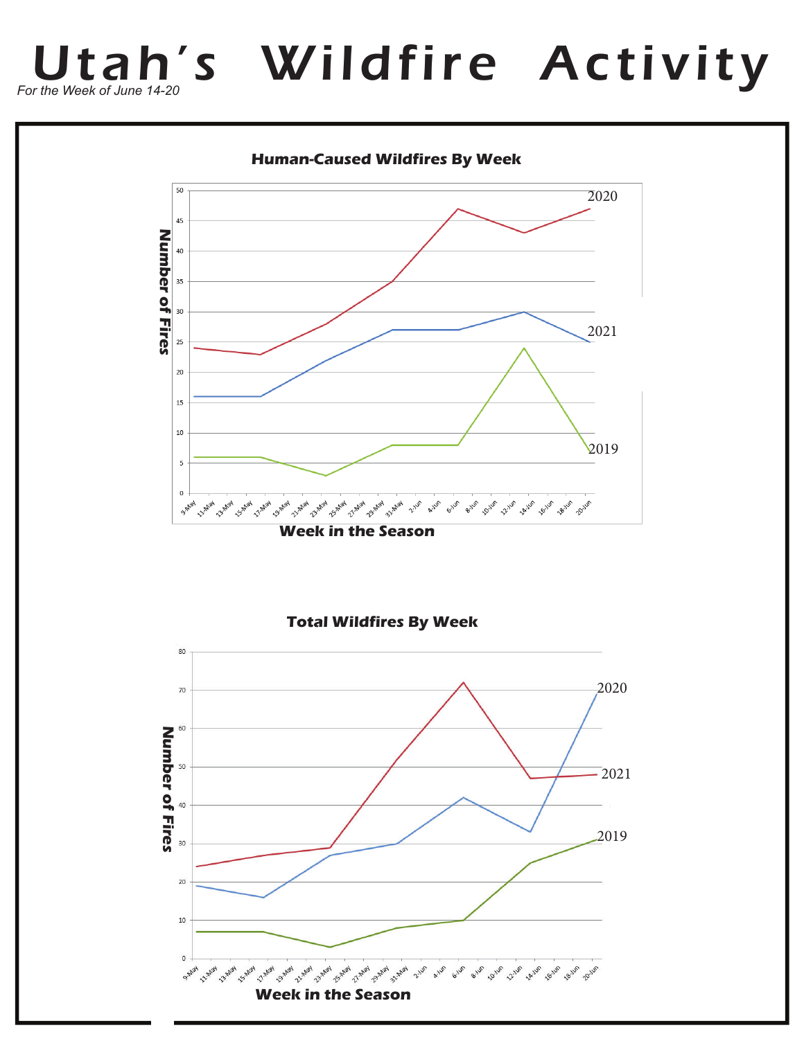# Utah's Wildfire Activity

*For the Week of June 14-20*

## Human-Caused Wildfires By Week

Number of Fires

50
45
40
35
30
25
20
15
10
5
0

9-May 11-May 13-May 15-May 17-May 19-May 21-May 23-May 25-May 27-May 29-May 31-May 2-Jun 4-Jun 6-Jun 8-Jun 10-Jun 12-Jun 14-Jun 16-Jun 18-Jun 20-Jun

Week in the Season

2020
2021
2019

## Total Wildfires By Week

Number of Fires

80
70
60
50
40
30
20
10
0

9-May 11-May 13-May 15-May 17-May 19-May 21-May 23-May 25-May 27-May 29-May 31-May 2-Jun 4-Jun 6-Jun 8-Jun 10-Jun 12-Jun 14-Jun 16-Jun 18-Jun 20-Jun

Week in the Season

2020
2021
2019